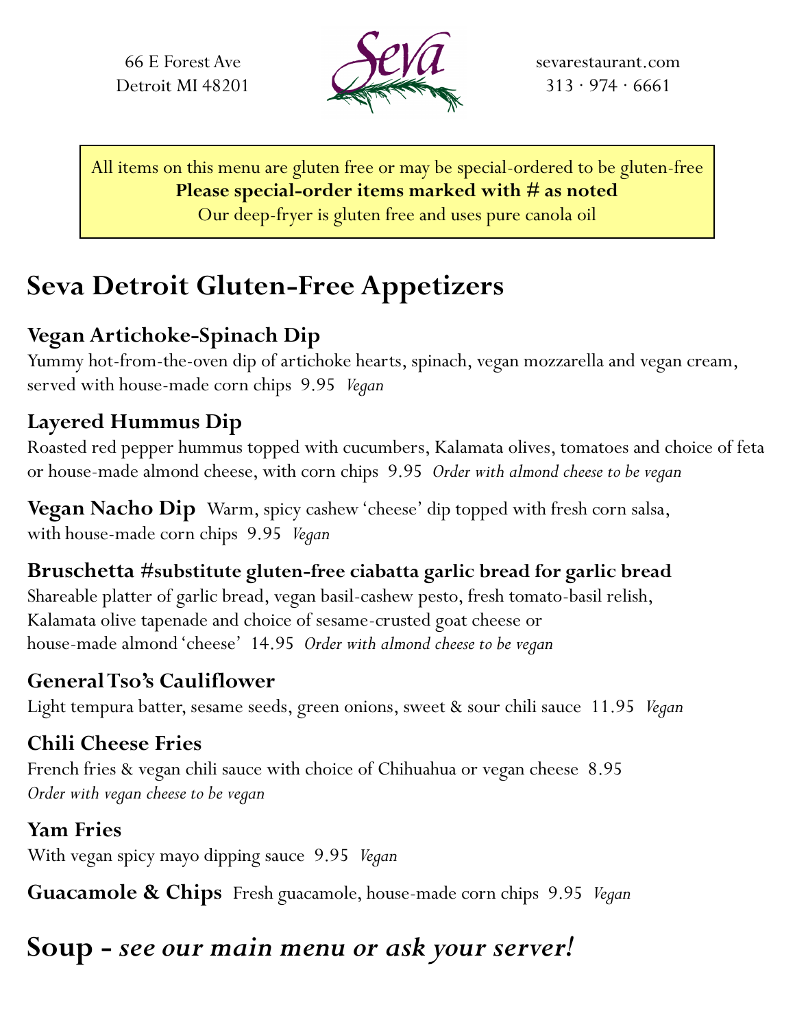66 E Forest Ave
Detroit MI 48201

Seva

sevarestaurant.com
313 · 974 · 6661

All items on this menu are gluten free or may be special-ordered to be gluten-free
**Please special-order items marked with # as noted**
Our deep-fryer is gluten free and uses pure canola oil

# Seva Detroit Gluten-Free Appetizers

### Vegan Artichoke-Spinach Dip

Yummy hot-from-the-oven dip of artichoke hearts, spinach, vegan mozzarella and vegan cream, served with house-made corn chips 9.95 *Vegan*

### Layered Hummus Dip

Roasted red pepper hummus topped with cucumbers, Kalamata olives, tomatoes and choice of feta or house-made almond cheese, with corn chips 9.95 *Order with almond cheese to be vegan*

**Vegan Nacho Dip** Warm, spicy cashew 'cheese' dip topped with fresh corn salsa, with house-made corn chips 9.95 *Vegan*

### Bruschetta #substitute gluten-free ciabatta garlic bread for garlic bread

Shareable platter of garlic bread, vegan basil-cashew pesto, fresh tomato-basil relish, Kalamata olive tapenade and choice of sesame-crusted goat cheese or house-made almond 'cheese' 14.95 *Order with almond cheese to be vegan*

### General Tso's Cauliflower

Light tempura batter, sesame seeds, green onions, sweet & sour chili sauce 11.95 *Vegan*

### Chili Cheese Fries

French fries & vegan chili sauce with choice of Chihuahua or vegan cheese 8.95
*Order with vegan cheese to be vegan*

### Yam Fries

With vegan spicy mayo dipping sauce 9.95 *Vegan*

**Guacamole & Chips** Fresh guacamole, house-made corn chips 9.95 *Vegan*

# Soup - *see our main menu or ask your server!*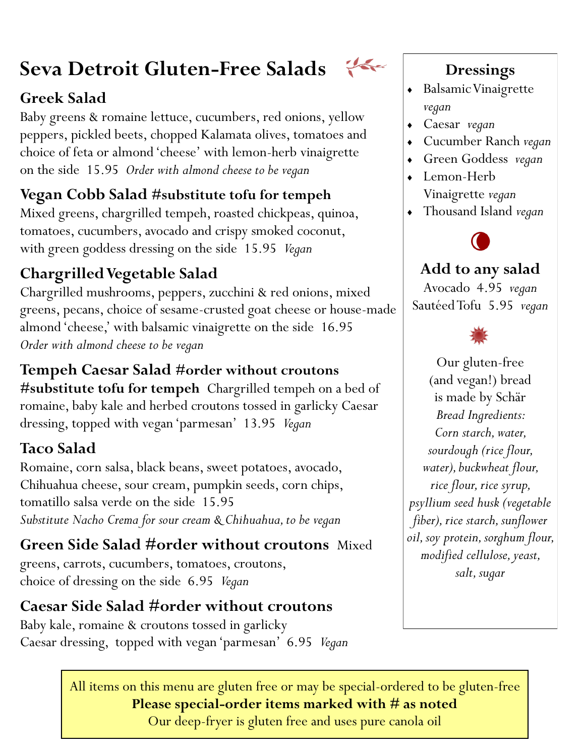# Seva Detroit Gluten-Free Salads

### Greek Salad

Baby greens & romaine lettuce, cucumbers, red onions, yellow peppers, pickled beets, chopped Kalamata olives, tomatoes and choice of feta or almond 'cheese' with lemon-herb vinaigrette on the side 15.95 *Order with almond cheese to be vegan*

### Vegan Cobb Salad #substitute tofu for tempeh

Mixed greens, chargrilled tempeh, roasted chickpeas, quinoa, tomatoes, cucumbers, avocado and crispy smoked coconut, with green goddess dressing on the side 15.95 *Vegan*

### Chargrilled Vegetable Salad

Chargrilled mushrooms, peppers, zucchini & red onions, mixed greens, pecans, choice of sesame-crusted goat cheese or house-made almond 'cheese,' with balsamic vinaigrette on the side 16.95 *Order with almond cheese to be vegan*

### Tempeh Caesar Salad #order without croutons #substitute tofu for tempeh

Chargrilled tempeh on a bed of romaine, baby kale and herbed croutons tossed in garlicky Caesar dressing, topped with vegan 'parmesan' 13.95 *Vegan*

### Taco Salad

Romaine, corn salsa, black beans, sweet potatoes, avocado, Chihuahua cheese, sour cream, pumpkin seeds, corn chips, tomatillo salsa verde on the side 15.95 *Substitute Nacho Crema for sour cream & Chihuahua, to be vegan*

### Green Side Salad #order without croutons

Mixed greens, carrots, cucumbers, tomatoes, croutons, choice of dressing on the side 6.95 *Vegan*

### Caesar Side Salad #order without croutons

Baby kale, romaine & croutons tossed in garlicky Caesar dressing, topped with vegan 'parmesan' 6.95 *Vegan*

## Dressings

- Balsamic Vinaigrette *vegan*
- Caesar *vegan*
- Cucumber Ranch *vegan*
- Green Goddess *vegan*
- Lemon-Herb Vinaigrette *vegan*
- Thousand Island *vegan*

## Add to any salad

Avocado 4.95 *vegan*
Sautéed Tofu 5.95 *vegan*

Our gluten-free (and vegan!) bread is made by Schär
*Bread Ingredients: Corn starch, water, sourdough (rice flour, water), buckwheat flour, rice flour, rice syrup, psyllium seed husk (vegetable fiber), rice starch, sunflower oil, soy protein, sorghum flour, modified cellulose, yeast, salt, sugar*

All items on this menu are gluten free or may be special-ordered to be gluten-free
**Please special-order items marked with # as noted**
Our deep-fryer is gluten free and uses pure canola oil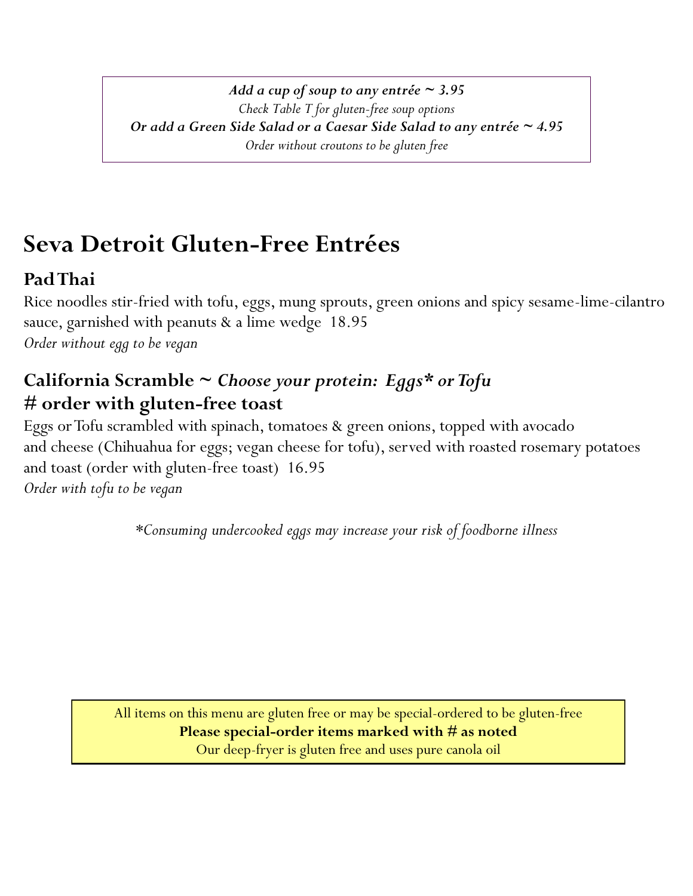***Add a cup of soup to any entrée ~ 3.95***

*Check Table T for gluten-free soup options*

***Or add a Green Side Salad or a Caesar Side Salad to any entrée ~ 4.95***

*Order without croutons to be gluten free*

# Seva Detroit Gluten-Free Entrées

## Pad Thai

Rice noodles stir-fried with tofu, eggs, mung sprouts, green onions and spicy sesame-lime-cilantro sauce, garnished with peanuts & a lime wedge 18.95

*Order without egg to be vegan*

## California Scramble ~ *Choose your protein: Eggs* or Tofu*
## # order with gluten-free toast

Eggs or Tofu scrambled with spinach, tomatoes & green onions, topped with avocado and cheese (Chihuahua for eggs; vegan cheese for tofu), served with roasted rosemary potatoes and toast (order with gluten-free toast) 16.95

*Order with tofu to be vegan*

**Consuming undercooked eggs may increase your risk of foodborne illness*

All items on this menu are gluten free or may be special-ordered to be gluten-free

**Please special-order items marked with # as noted**

Our deep-fryer is gluten free and uses pure canola oil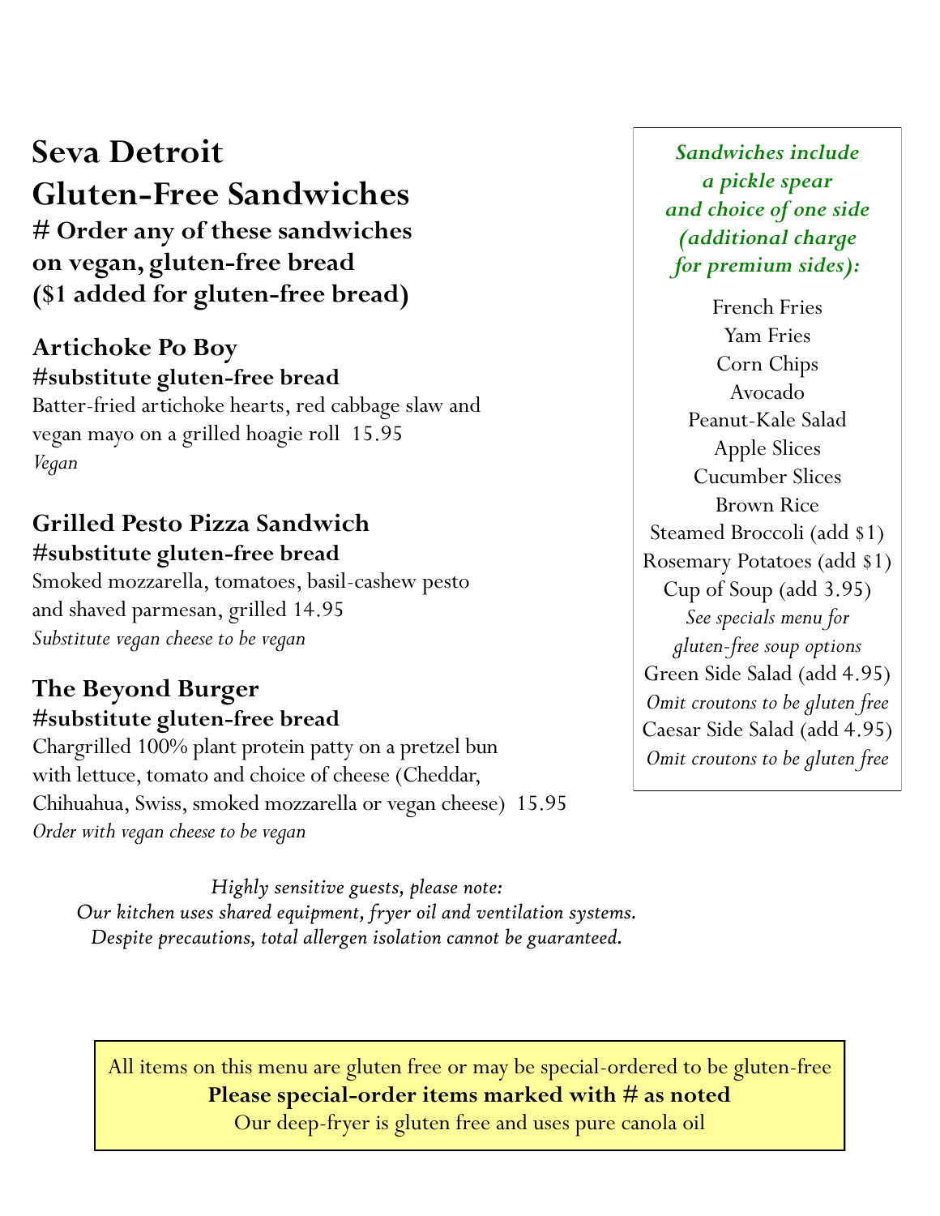# Seva Detroit

# Gluten-Free Sandwiches

**# Order any of these sandwiches on vegan, gluten-free bread ($1 added for gluten-free bread)**

### Artichoke Po Boy

**#substitute gluten-free bread**

Batter-fried artichoke hearts, red cabbage slaw and vegan mayo on a grilled hoagie roll 15.95

*Vegan*

### Grilled Pesto Pizza Sandwich

**#substitute gluten-free bread**

Smoked mozzarella, tomatoes, basil-cashew pesto and shaved parmesan, grilled 14.95

*Substitute vegan cheese to be vegan*

### The Beyond Burger

**#substitute gluten-free bread**

Chargrilled 100% plant protein patty on a pretzel bun with lettuce, tomato and choice of cheese (Cheddar, Chihuahua, Swiss, smoked mozzarella or vegan cheese) 15.95

*Order with vegan cheese to be vegan*

***Sandwiches include a pickle spear and choice of one side (additional charge for premium sides):***

French Fries
Yam Fries
Corn Chips
Avocado
Peanut-Kale Salad
Apple Slices
Cucumber Slices
Brown Rice
Steamed Broccoli (add $1)
Rosemary Potatoes (add $1)
Cup of Soup (add 3.95)
*See specials menu for gluten-free soup options*
Green Side Salad (add 4.95)
*Omit croutons to be gluten free*
Caesar Side Salad (add 4.95)
*Omit croutons to be gluten free*

*Highly sensitive guests, please note:*
*Our kitchen uses shared equipment, fryer oil and ventilation systems.*
*Despite precautions, total allergen isolation cannot be guaranteed.*

All items on this menu are gluten free or may be special-ordered to be gluten-free
**Please special-order items marked with # as noted**
Our deep-fryer is gluten free and uses pure canola oil